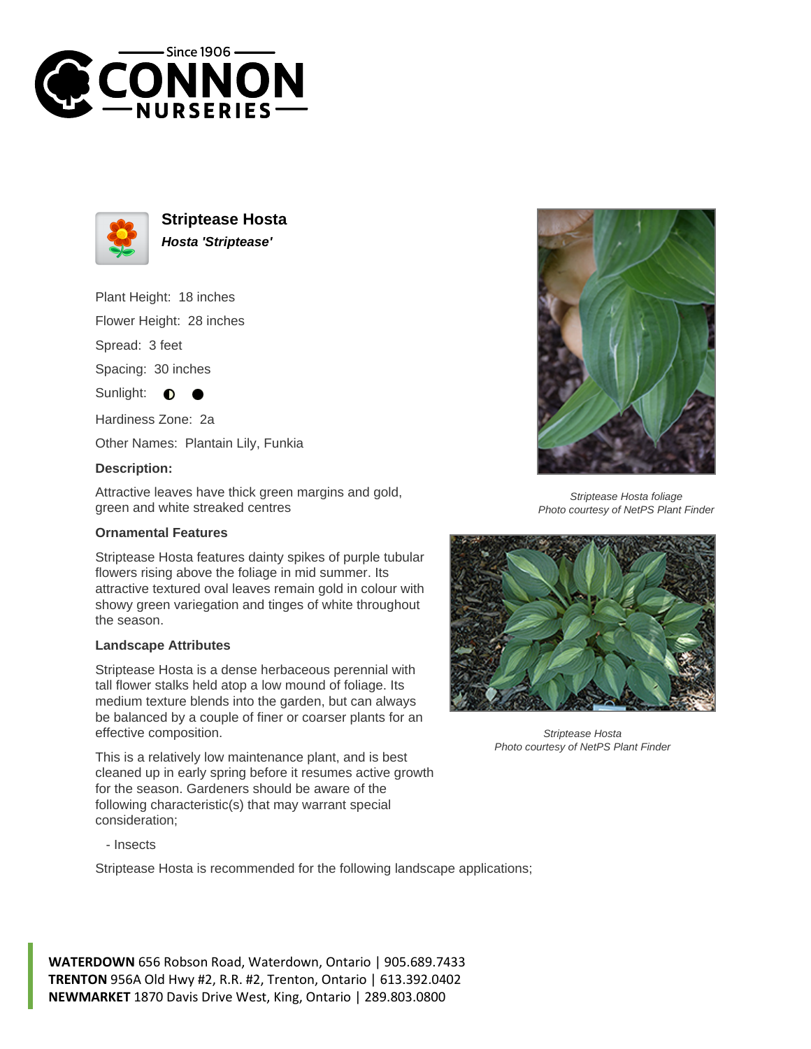# Striptease Hosta

***Hosta 'Striptease'***

Plant Height: 18 inches

Flower Height: 28 inches

Spread: 3 feet

Spacing: 30 inches

Sunlight: ◐ ●

Hardiness Zone: 2a

Other Names: Plantain Lily, Funkia

**Description:**

Attractive leaves have thick green margins and gold, green and white streaked centres

**Ornamental Features**

Striptease Hosta features dainty spikes of purple tubular flowers rising above the foliage in mid summer. Its attractive textured oval leaves remain gold in colour with showy green variegation and tinges of white throughout the season.

**Landscape Attributes**

Striptease Hosta is a dense herbaceous perennial with tall flower stalks held atop a low mound of foliage. Its medium texture blends into the garden, but can always be balanced by a couple of finer or coarser plants for an effective composition.

This is a relatively low maintenance plant, and is best cleaned up in early spring before it resumes active growth for the season. Gardeners should be aware of the following characteristic(s) that may warrant special consideration;

- Insects

Striptease Hosta is recommended for the following landscape applications;

*Striptease Hosta foliage*
*Photo courtesy of NetPS Plant Finder*

*Striptease Hosta*
*Photo courtesy of NetPS Plant Finder*

**WATERDOWN** 656 Robson Road, Waterdown, Ontario | 905.689.7433
**TRENTON** 956A Old Hwy #2, R.R. #2, Trenton, Ontario | 613.392.0402
**NEWMARKET** 1870 Davis Drive West, King, Ontario | 289.803.0800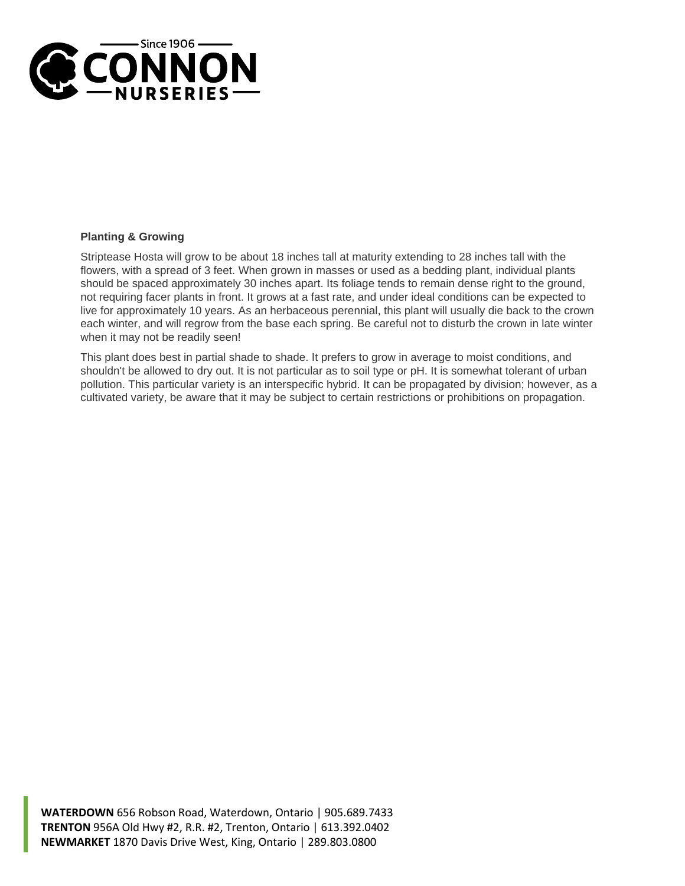### Planting & Growing

Striptease Hosta will grow to be about 18 inches tall at maturity extending to 28 inches tall with the flowers, with a spread of 3 feet. When grown in masses or used as a bedding plant, individual plants should be spaced approximately 30 inches apart. Its foliage tends to remain dense right to the ground, not requiring facer plants in front. It grows at a fast rate, and under ideal conditions can be expected to live for approximately 10 years. As an herbaceous perennial, this plant will usually die back to the crown each winter, and will regrow from the base each spring. Be careful not to disturb the crown in late winter when it may not be readily seen!

This plant does best in partial shade to shade. It prefers to grow in average to moist conditions, and shouldn't be allowed to dry out. It is not particular as to soil type or pH. It is somewhat tolerant of urban pollution. This particular variety is an interspecific hybrid. It can be propagated by division; however, as a cultivated variety, be aware that it may be subject to certain restrictions or prohibitions on propagation.